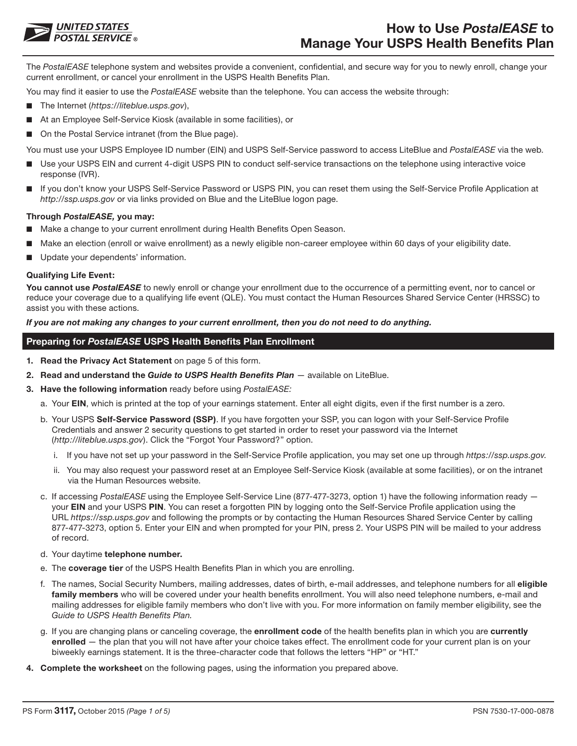# How to Use *PostalEASE* to Manage Your USPS Health Benefits Plan

The *PostalEASE* telephone system and websites provide a convenient, confidential, and secure way for you to newly enroll, change your current enrollment, or cancel your enrollment in the USPS Health Benefits Plan.

You may find it easier to use the *PostalEASE* website than the telephone. You can access the website through:

- The Internet (*https://liteblue.usps.gov*),
- At an Employee Self-Service Kiosk (available in some facilities), or
- On the Postal Service intranet (from the Blue page).

You must use your USPS Employee ID number (EIN) and USPS Self-Service password to access LiteBlue and *PostalEASE* via the web.

- Use your USPS EIN and current 4-digit USPS PIN to conduct self-service transactions on the telephone using interactive voice response (IVR).
- If you don't know your USPS Self-Service Password or USPS PIN, you can reset them using the Self-Service Profile Application at *http://ssp.usps.gov* or via links provided on Blue and the LiteBlue logon page.

**Through *PostalEASE,* you may:**

- Make a change to your current enrollment during Health Benefits Open Season.
- Make an election (enroll or waive enrollment) as a newly eligible non-career employee within 60 days of your eligibility date.
- Update your dependents' information.

**Qualifying Life Event:**

**You cannot use *PostalEASE*** to newly enroll or change your enrollment due to the occurrence of a permitting event, nor to cancel or reduce your coverage due to a qualifying life event (QLE). You must contact the Human Resources Shared Service Center (HRSSC) to assist you with these actions.

***If you are not making any changes to your current enrollment, then you do not need to do anything.***

## Preparing for *PostalEASE* USPS Health Benefits Plan Enrollment

1. **Read the Privacy Act Statement** on page 5 of this form.
2. **Read and understand the *Guide to USPS Health Benefits Plan*** — available on LiteBlue.
3. **Have the following information** ready before using *PostalEASE:*
   a. Your **EIN**, which is printed at the top of your earnings statement. Enter all eight digits, even if the first number is a zero.
   b. Your USPS **Self-Service Password (SSP)**. If you have forgotten your SSP, you can logon with your Self-Service Profile Credentials and answer 2 security questions to get started in order to reset your password via the Internet (*http://liteblue.usps.gov*). Click the "Forgot Your Password?" option.
      i. If you have not set up your password in the Self-Service Profile application, you may set one up through *https://ssp.usps.gov.*
      ii. You may also request your password reset at an Employee Self-Service Kiosk (available at some facilities), or on the intranet via the Human Resources website.
   c. If accessing *PostalEASE* using the Employee Self-Service Line (877-477-3273, option 1) have the following information ready — your **EIN** and your USPS **PIN**. You can reset a forgotten PIN by logging onto the Self-Service Profile application using the URL *https://ssp.usps.gov* and following the prompts or by contacting the Human Resources Shared Service Center by calling 877-477-3273, option 5. Enter your EIN and when prompted for your PIN, press 2. Your USPS PIN will be mailed to your address of record.
   d. Your daytime **telephone number.**
   e. The **coverage tier** of the USPS Health Benefits Plan in which you are enrolling.
   f. The names, Social Security Numbers, mailing addresses, dates of birth, e-mail addresses, and telephone numbers for all **eligible family members** who will be covered under your health benefits enrollment. You will also need telephone numbers, e-mail and mailing addresses for eligible family members who don't live with you. For more information on family member eligibility, see the *Guide to USPS Health Benefits Plan*.
   g. If you are changing plans or canceling coverage, the **enrollment code** of the health benefits plan in which you are **currently enrolled** — the plan that you will not have after your choice takes effect. The enrollment code for your current plan is on your biweekly earnings statement. It is the three-character code that follows the letters "HP" or "HT."
4. **Complete the worksheet** on the following pages, using the information you prepared above.

PS Form **3117,** October 2015 *(Page 1 of 5)* PSN 7530-17-000-0878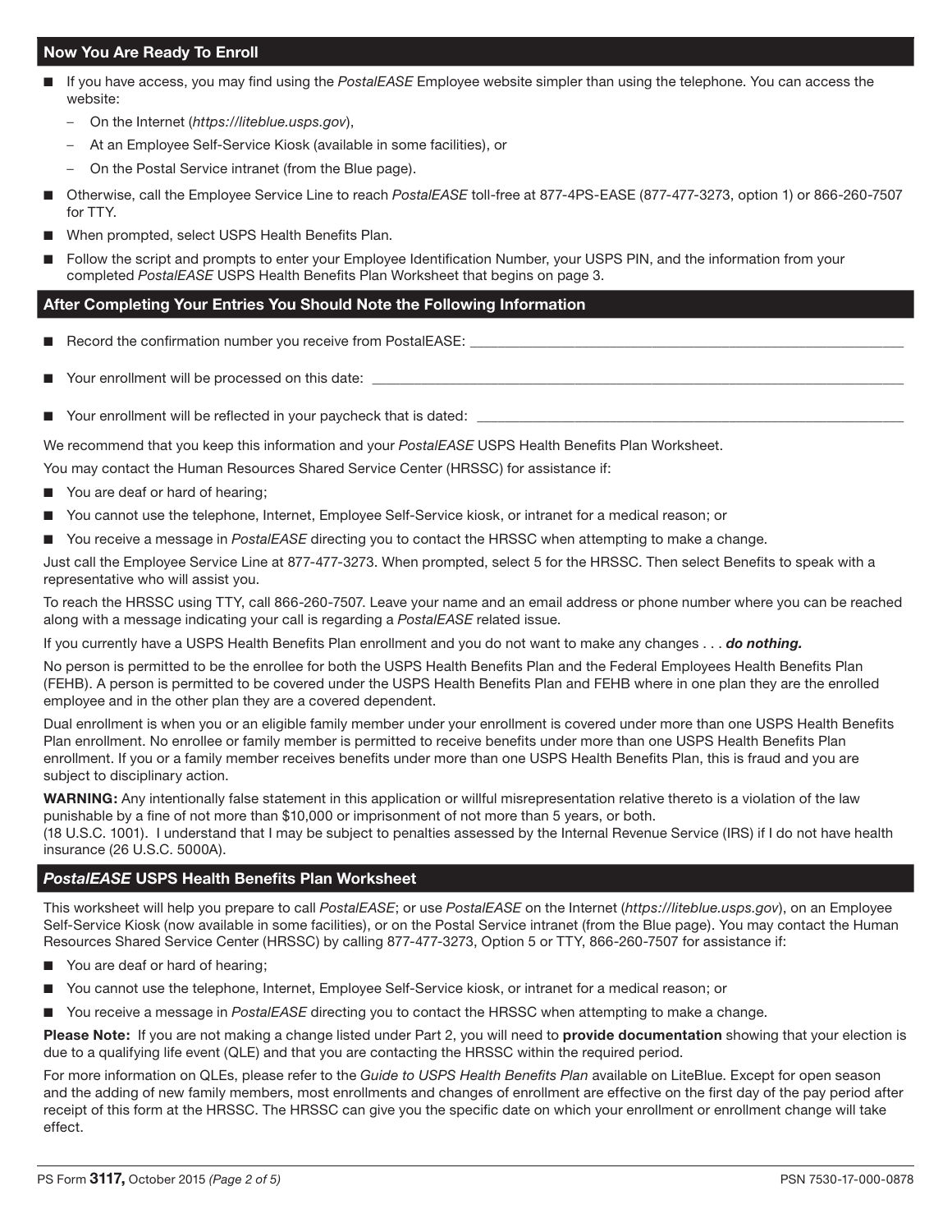## Now You Are Ready To Enroll

- If you have access, you may find using the *PostalEASE* Employee website simpler than using the telephone. You can access the website:
  - On the Internet (*https://liteblue.usps.gov*),
  - At an Employee Self-Service Kiosk (available in some facilities), or
  - On the Postal Service intranet (from the Blue page).
- Otherwise, call the Employee Service Line to reach *PostalEASE* toll-free at 877-4PS-EASE (877-477-3273, option 1) or 866-260-7507 for TTY.
- When prompted, select USPS Health Benefits Plan.
- Follow the script and prompts to enter your Employee Identification Number, your USPS PIN, and the information from your completed *PostalEASE* USPS Health Benefits Plan Worksheet that begins on page 3.

## After Completing Your Entries You Should Note the Following Information

- Record the confirmation number you receive from PostalEASE: ____________________
- Your enrollment will be processed on this date: ____________________
- Your enrollment will be reflected in your paycheck that is dated: ____________________

We recommend that you keep this information and your *PostalEASE* USPS Health Benefits Plan Worksheet.

You may contact the Human Resources Shared Service Center (HRSSC) for assistance if:

- You are deaf or hard of hearing;
- You cannot use the telephone, Internet, Employee Self-Service kiosk, or intranet for a medical reason; or
- You receive a message in *PostalEASE* directing you to contact the HRSSC when attempting to make a change.

Just call the Employee Service Line at 877-477-3273. When prompted, select 5 for the HRSSC. Then select Benefits to speak with a representative who will assist you.

To reach the HRSSC using TTY, call 866-260-7507. Leave your name and an email address or phone number where you can be reached along with a message indicating your call is regarding a *PostalEASE* related issue.

If you currently have a USPS Health Benefits Plan enrollment and you do not want to make any changes . . . ***do nothing.***

No person is permitted to be the enrollee for both the USPS Health Benefits Plan and the Federal Employees Health Benefits Plan (FEHB). A person is permitted to be covered under the USPS Health Benefits Plan and FEHB where in one plan they are the enrolled employee and in the other plan they are a covered dependent.

Dual enrollment is when you or an eligible family member under your enrollment is covered under more than one USPS Health Benefits Plan enrollment. No enrollee or family member is permitted to receive benefits under more than one USPS Health Benefits Plan enrollment. If you or a family member receives benefits under more than one USPS Health Benefits Plan, this is fraud and you are subject to disciplinary action.

**WARNING:** Any intentionally false statement in this application or willful misrepresentation relative thereto is a violation of the law punishable by a fine of not more than $10,000 or imprisonment of not more than 5 years, or both.
(18 U.S.C. 1001). I understand that I may be subject to penalties assessed by the Internal Revenue Service (IRS) if I do not have health insurance (26 U.S.C. 5000A).

## *PostalEASE* USPS Health Benefits Plan Worksheet

This worksheet will help you prepare to call *PostalEASE*; or use *PostalEASE* on the Internet (*https://liteblue.usps.gov*), on an Employee Self-Service Kiosk (now available in some facilities), or on the Postal Service intranet (from the Blue page). You may contact the Human Resources Shared Service Center (HRSSC) by calling 877-477-3273, Option 5 or TTY, 866-260-7507 for assistance if:

- You are deaf or hard of hearing;
- You cannot use the telephone, Internet, Employee Self-Service kiosk, or intranet for a medical reason; or
- You receive a message in *PostalEASE* directing you to contact the HRSSC when attempting to make a change.

**Please Note:** If you are not making a change listed under Part 2, you will need to **provide documentation** showing that your election is due to a qualifying life event (QLE) and that you are contacting the HRSSC within the required period.

For more information on QLEs, please refer to the *Guide to USPS Health Benefits Plan* available on LiteBlue. Except for open season and the adding of new family members, most enrollments and changes of enrollment are effective on the first day of the pay period after receipt of this form at the HRSSC. The HRSSC can give you the specific date on which your enrollment or enrollment change will take effect.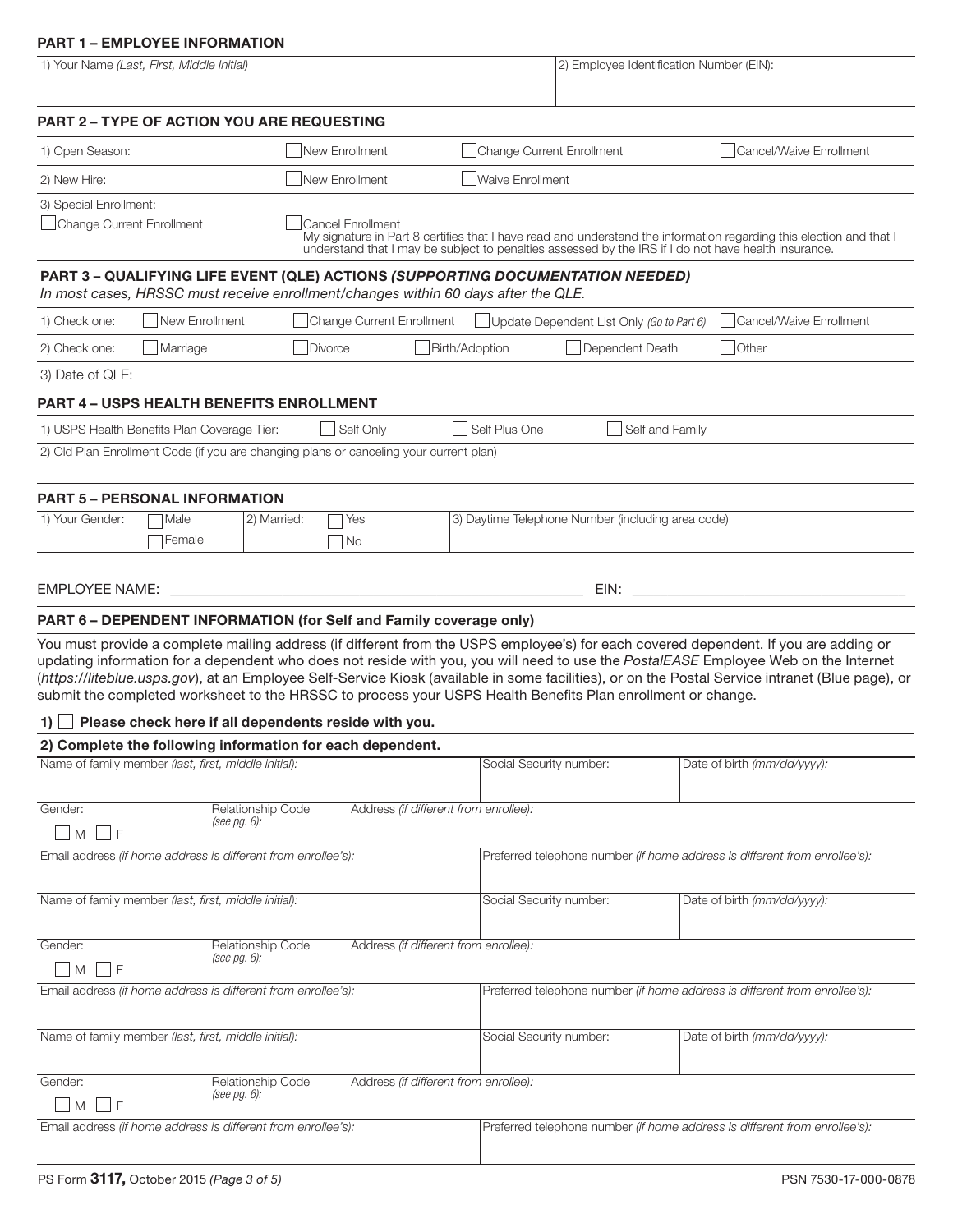## PART 1 – EMPLOYEE INFORMATION

| 1) Your Name *(Last, First, Middle Initial)* | 2) Employee Identification Number (EIN): |
|---|---|
| | |

## PART 2 – TYPE OF ACTION YOU ARE REQUESTING

| | | | |
|---|---|---|---|
| 1) Open Season: | ☐ New Enrollment | ☐ Change Current Enrollment | ☐ Cancel/Waive Enrollment |
| 2) New Hire: | ☐ New Enrollment | ☐ Waive Enrollment | |

3) Special Enrollment:

☐ Change Current Enrollment

☐ Cancel Enrollment
My signature in Part 8 certifies that I have read and understand the information regarding this election and that I understand that I may be subject to penalties assessed by the IRS if I do not have health insurance.

## PART 3 – QUALIFYING LIFE EVENT (QLE) ACTIONS *(SUPPORTING DOCUMENTATION NEEDED)*

*In most cases, HRSSC must receive enrollment/changes within 60 days after the QLE.*

| | | | | | |
|---|---|---|---|---|---|
| 1) Check one: | ☐ New Enrollment | ☐ Change Current Enrollment | ☐ Update Dependent List Only *(Go to Part 6)* | | ☐ Cancel/Waive Enrollment |
| 2) Check one: | ☐ Marriage | ☐ Divorce | ☐ Birth/Adoption | ☐ Dependent Death | ☐ Other |

3) Date of QLE:

## PART 4 – USPS HEALTH BENEFITS ENROLLMENT

1) USPS Health Benefits Plan Coverage Tier: ☐ Self Only ☐ Self Plus One ☐ Self and Family

2) Old Plan Enrollment Code (if you are changing plans or canceling your current plan)

## PART 5 – PERSONAL INFORMATION

| 1) Your Gender: | 2) Married: | 3) Daytime Telephone Number (including area code) |
|---|---|---|
| ☐ Male ☐ Female | ☐ Yes ☐ No | |

EMPLOYEE NAME: ______________________________ EIN: ______________________________

## PART 6 – DEPENDENT INFORMATION (for Self and Family coverage only)

You must provide a complete mailing address (if different from the USPS employee's) for each covered dependent. If you are adding or updating information for a dependent who does not reside with you, you will need to use the *PostalEASE* Employee Web on the Internet (*https://liteblue.usps.gov*), at an Employee Self-Service Kiosk (available in some facilities), or on the Postal Service intranet (Blue page), or submit the completed worksheet to the HRSSC to process your USPS Health Benefits Plan enrollment or change.

**1) ☐ Please check here if all dependents reside with you.**

**2) Complete the following information for each dependent.**

| Name of family member *(last, first, middle initial)*: | | | Social Security number: | Date of birth *(mm/dd/yyyy)*: |
|---|---|---|---|---|
| Gender: ☐ M ☐ F | Relationship Code *(see pg. 6)*: | Address *(if different from enrollee)*: | | |
| Email address *(if home address is different from enrollee's)*: | | | Preferred telephone number *(if home address is different from enrollee's)*: | |

| Name of family member *(last, first, middle initial)*: | | | Social Security number: | Date of birth *(mm/dd/yyyy)*: |
|---|---|---|---|---|
| Gender: ☐ M ☐ F | Relationship Code *(see pg. 6)*: | Address *(if different from enrollee)*: | | |
| Email address *(if home address is different from enrollee's)*: | | | Preferred telephone number *(if home address is different from enrollee's)*: | |

| Name of family member *(last, first, middle initial)*: | | | Social Security number: | Date of birth *(mm/dd/yyyy)*: |
|---|---|---|---|---|
| Gender: ☐ M ☐ F | Relationship Code *(see pg. 6)*: | Address *(if different from enrollee)*: | | |
| Email address *(if home address is different from enrollee's)*: | | | Preferred telephone number *(if home address is different from enrollee's)*: | |

PS Form **3117,** October 2015 *(Page 3 of 5)* PSN 7530-17-000-0878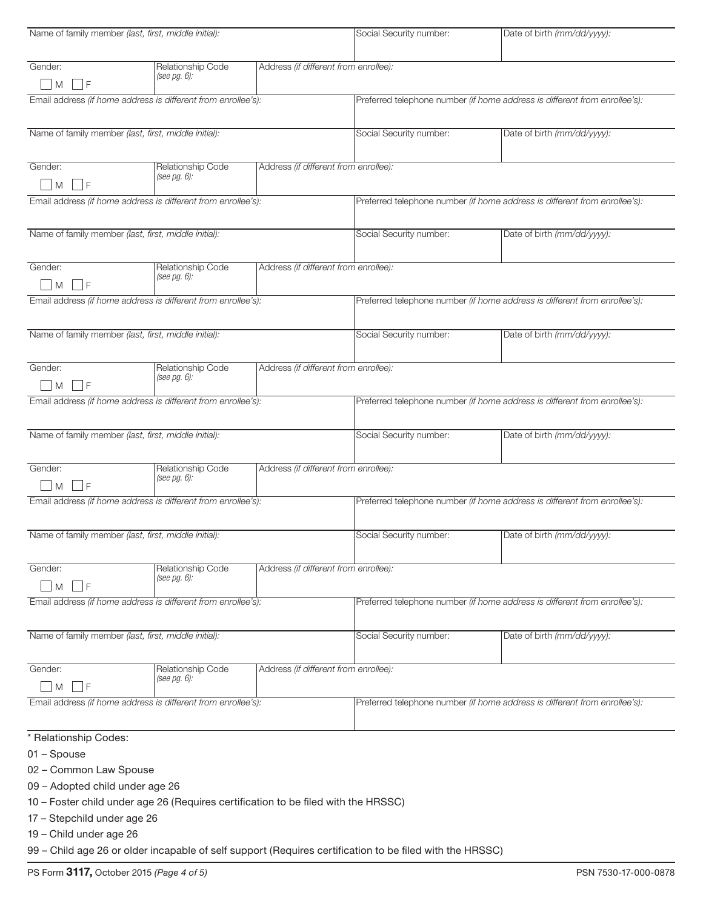| Name of family member *(last, first, middle initial)*: | | | Social Security number: | Date of birth *(mm/dd/yyyy)*: |
|---|---|---|---|---|
| Gender: ☐ M ☐ F | Relationship Code *(see pg. 6)*: | Address *(if different from enrollee)*: | | |
| Email address *(if home address is different from enrollee's)*: | | | Preferred telephone number *(if home address is different from enrollee's)*: | |

| Name of family member *(last, first, middle initial)*: | | | Social Security number: | Date of birth *(mm/dd/yyyy)*: |
|---|---|---|---|---|
| Gender: ☐ M ☐ F | Relationship Code *(see pg. 6)*: | Address *(if different from enrollee)*: | | |
| Email address *(if home address is different from enrollee's)*: | | | Preferred telephone number *(if home address is different from enrollee's)*: | |

| Name of family member *(last, first, middle initial)*: | | | Social Security number: | Date of birth *(mm/dd/yyyy)*: |
|---|---|---|---|---|
| Gender: ☐ M ☐ F | Relationship Code *(see pg. 6)*: | Address *(if different from enrollee)*: | | |
| Email address *(if home address is different from enrollee's)*: | | | Preferred telephone number *(if home address is different from enrollee's)*: | |

| Name of family member *(last, first, middle initial)*: | | | Social Security number: | Date of birth *(mm/dd/yyyy)*: |
|---|---|---|---|---|
| Gender: ☐ M ☐ F | Relationship Code *(see pg. 6)*: | Address *(if different from enrollee)*: | | |
| Email address *(if home address is different from enrollee's)*: | | | Preferred telephone number *(if home address is different from enrollee's)*: | |

| Name of family member *(last, first, middle initial)*: | | | Social Security number: | Date of birth *(mm/dd/yyyy)*: |
|---|---|---|---|---|
| Gender: ☐ M ☐ F | Relationship Code *(see pg. 6)*: | Address *(if different from enrollee)*: | | |
| Email address *(if home address is different from enrollee's)*: | | | Preferred telephone number *(if home address is different from enrollee's)*: | |

| Name of family member *(last, first, middle initial)*: | | | Social Security number: | Date of birth *(mm/dd/yyyy)*: |
|---|---|---|---|---|
| Gender: ☐ M ☐ F | Relationship Code *(see pg. 6)*: | Address *(if different from enrollee)*: | | |
| Email address *(if home address is different from enrollee's)*: | | | Preferred telephone number *(if home address is different from enrollee's)*: | |

| Name of family member *(last, first, middle initial)*: | | | Social Security number: | Date of birth *(mm/dd/yyyy)*: |
|---|---|---|---|---|
| Gender: ☐ M ☐ F | Relationship Code *(see pg. 6)*: | Address *(if different from enrollee)*: | | |
| Email address *(if home address is different from enrollee's)*: | | | Preferred telephone number *(if home address is different from enrollee's)*: | |

\* Relationship Codes:

01 – Spouse

02 – Common Law Spouse

09 – Adopted child under age 26

10 – Foster child under age 26 (Requires certification to be filed with the HRSSC)

17 – Stepchild under age 26

19 – Child under age 26

99 – Child age 26 or older incapable of self support (Requires certification to be filed with the HRSSC)

PS Form **3117,** October 2015 *(Page 4 of 5)* PSN 7530-17-000-0878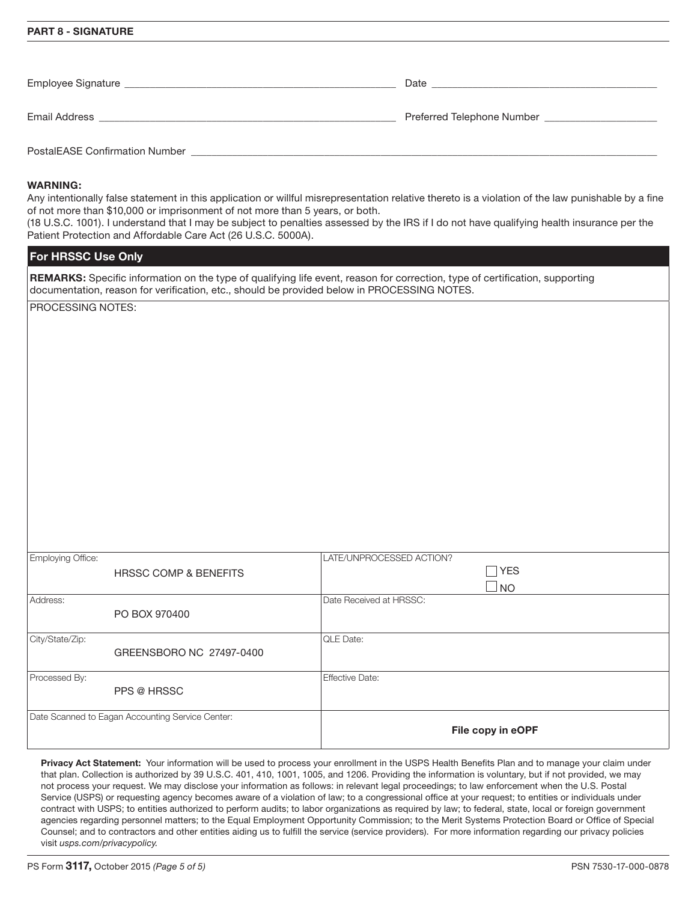## PART 8 - SIGNATURE

Employee Signature ______________________________ Date ______________________

Email Address ______________________________ Preferred Telephone Number ______________________

PostalEASE Confirmation Number ____________________________________________

**WARNING:**
Any intentionally false statement in this application or willful misrepresentation relative thereto is a violation of the law punishable by a fine of not more than $10,000 or imprisonment of not more than 5 years, or both.
(18 U.S.C. 1001). I understand that I may be subject to penalties assessed by the IRS if I do not have qualifying health insurance per the Patient Protection and Affordable Care Act (26 U.S.C. 5000A).

### For HRSSC Use Only

**REMARKS:** Specific information on the type of qualifying life event, reason for correction, type of certification, supporting documentation, reason for verification, etc., should be provided below in PROCESSING NOTES.

PROCESSING NOTES:

| | |
|---|---|
| Employing Office: HRSSC COMP & BENEFITS | LATE/UNPROCESSED ACTION? ☐ YES ☐ NO |
| Address: PO BOX 970400 | Date Received at HRSSC: |
| City/State/Zip: GREENSBORO NC 27497-0400 | QLE Date: |
| Processed By: PPS @ HRSSC | Effective Date: |
| Date Scanned to Eagan Accounting Service Center: | **File copy in eOPF** |

**Privacy Act Statement:** Your information will be used to process your enrollment in the USPS Health Benefits Plan and to manage your claim under that plan. Collection is authorized by 39 U.S.C. 401, 410, 1001, 1005, and 1206. Providing the information is voluntary, but if not provided, we may not process your request. We may disclose your information as follows: in relevant legal proceedings; to law enforcement when the U.S. Postal Service (USPS) or requesting agency becomes aware of a violation of law; to a congressional office at your request; to entities or individuals under contract with USPS; to entities authorized to perform audits; to labor organizations as required by law; to federal, state, local or foreign government agencies regarding personnel matters; to the Equal Employment Opportunity Commission; to the Merit Systems Protection Board or Office of Special Counsel; and to contractors and other entities aiding us to fulfill the service (service providers). For more information regarding our privacy policies visit *usps.com/privacypolicy.*

PS Form **3117,** October 2015 *(Page 5 of 5)* PSN 7530-17-000-0878